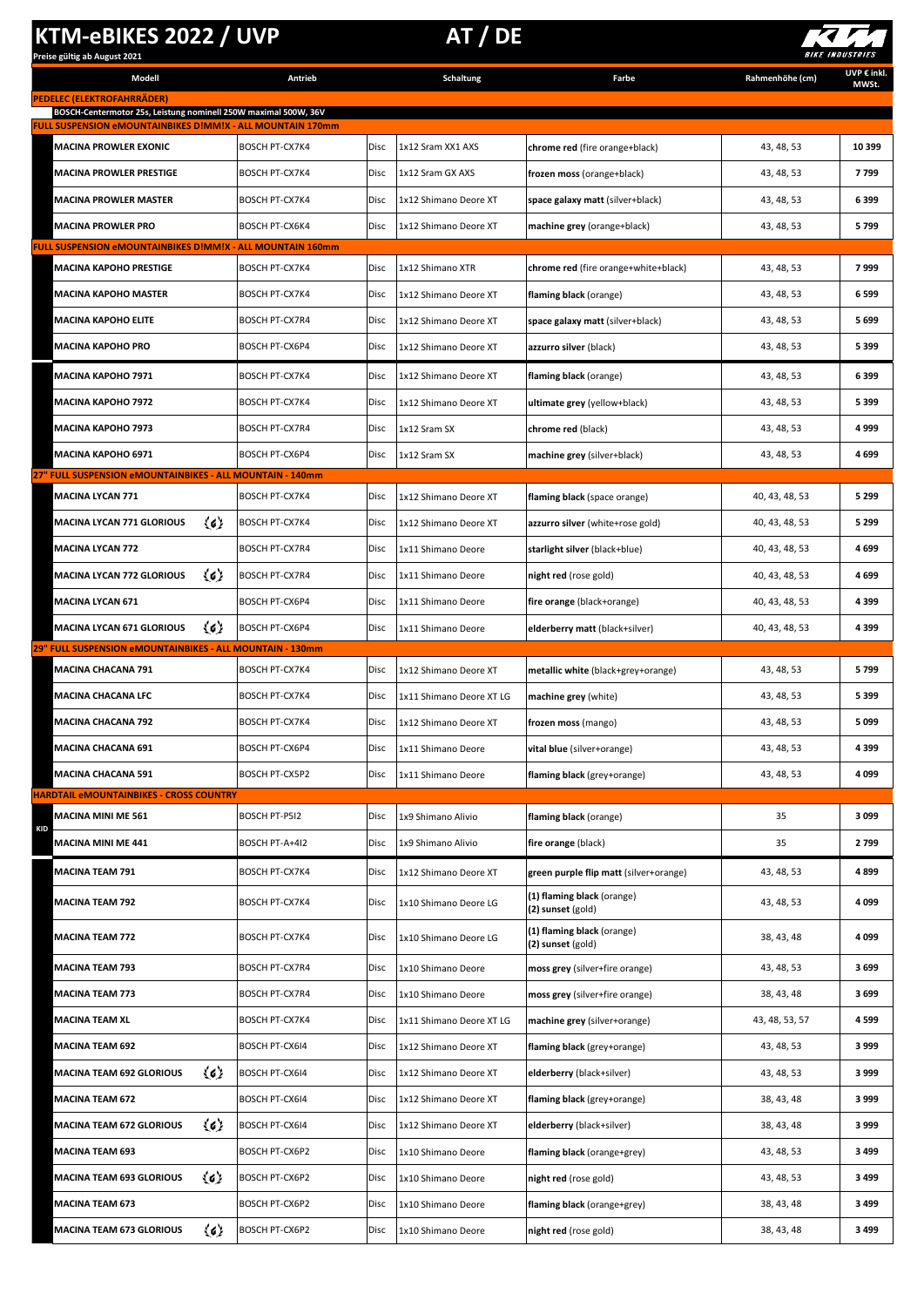# KTM-eBIKES 2022 / UVP — AT / DE

Preise gültig ab August 2021

| Modell | Antrieb | | Schaltung | Farbe | Rahmenhöhe (cm) | UVP € inkl. MWSt. |
|---|---|---|---|---|---|---|
| **PEDELEC (ELEKTROFAHRRÄDER)** | | | | | | |
| **BOSCH-Centermotor 25s, Leistung nominell 250W maximal 500W, 36V** | | | | | | |
| **FULL SUSPENSION eMOUNTAINBIKES D!MM!X - ALL MOUNTAIN 170mm** | | | | | | |
| **MACINA PROWLER EXONIC** | BOSCH PT-CX7K4 | Disc | 1x12 Sram XX1 AXS | **chrome red** (fire orange+black) | 43, 48, 53 | **10 399** |
| **MACINA PROWLER PRESTIGE** | BOSCH PT-CX7K4 | Disc | 1x12 Sram GX AXS | **frozen moss** (orange+black) | 43, 48, 53 | **7 799** |
| **MACINA PROWLER MASTER** | BOSCH PT-CX7K4 | Disc | 1x12 Shimano Deore XT | **space galaxy matt** (silver+black) | 43, 48, 53 | **6 399** |
| **MACINA PROWLER PRO** | BOSCH PT-CX6K4 | Disc | 1x12 Shimano Deore XT | **machine grey** (orange+black) | 43, 48, 53 | **5 799** |
| **FULL SUSPENSION eMOUNTAINBIKES D!MM!X - ALL MOUNTAIN 160mm** | | | | | | |
| **MACINA KAPOHO PRESTIGE** | BOSCH PT-CX7K4 | Disc | 1x12 Shimano XTR | **chrome red** (fire orange+white+black) | 43, 48, 53 | **7 999** |
| **MACINA KAPOHO MASTER** | BOSCH PT-CX7K4 | Disc | 1x12 Shimano Deore XT | **flaming black** (orange) | 43, 48, 53 | **6 599** |
| **MACINA KAPOHO ELITE** | BOSCH PT-CX7R4 | Disc | 1x12 Shimano Deore XT | **space galaxy matt** (silver+black) | 43, 48, 53 | **5 699** |
| **MACINA KAPOHO PRO** | BOSCH PT-CX6P4 | Disc | 1x12 Shimano Deore XT | **azzurro silver** (black) | 43, 48, 53 | **5 399** |
| **MACINA KAPOHO 7971** | BOSCH PT-CX7K4 | Disc | 1x12 Shimano Deore XT | **flaming black** (orange) | 43, 48, 53 | **6 399** |
| **MACINA KAPOHO 7972** | BOSCH PT-CX7K4 | Disc | 1x12 Shimano Deore XT | **ultimate grey** (yellow+black) | 43, 48, 53 | **5 399** |
| **MACINA KAPOHO 7973** | BOSCH PT-CX7R4 | Disc | 1x12 Sram SX | **chrome red** (black) | 43, 48, 53 | **4 999** |
| **MACINA KAPOHO 6971** | BOSCH PT-CX6P4 | Disc | 1x12 Sram SX | **machine grey** (silver+black) | 43, 48, 53 | **4 699** |
| **27" FULL SUSPENSION eMOUNTAINBIKES - ALL MOUNTAIN - 140mm** | | | | | | |
| **MACINA LYCAN 771** | BOSCH PT-CX7K4 | Disc | 1x12 Shimano Deore XT | **flaming black** (space orange) | 40, 43, 48, 53 | **5 299** |
| **MACINA LYCAN 771 GLORIOUS** | BOSCH PT-CX7K4 | Disc | 1x12 Shimano Deore XT | **azzurro silver** (white+rose gold) | 40, 43, 48, 53 | **5 299** |
| **MACINA LYCAN 772** | BOSCH PT-CX7R4 | Disc | 1x11 Shimano Deore | **starlight silver** (black+blue) | 40, 43, 48, 53 | **4 699** |
| **MACINA LYCAN 772 GLORIOUS** | BOSCH PT-CX7R4 | Disc | 1x11 Shimano Deore | **night red** (rose gold) | 40, 43, 48, 53 | **4 699** |
| **MACINA LYCAN 671** | BOSCH PT-CX6P4 | Disc | 1x11 Shimano Deore | **fire orange** (black+orange) | 40, 43, 48, 53 | **4 399** |
| **MACINA LYCAN 671 GLORIOUS** | BOSCH PT-CX6P4 | Disc | 1x11 Shimano Deore | **elderberry matt** (black+silver) | 40, 43, 48, 53 | **4 399** |
| **29" FULL SUSPENSION eMOUNTAINBIKES - ALL MOUNTAIN - 130mm** | | | | | | |
| **MACINA CHACANA 791** | BOSCH PT-CX7K4 | Disc | 1x12 Shimano Deore XT | **metallic white** (black+grey+orange) | 43, 48, 53 | **5 799** |
| **MACINA CHACANA LFC** | BOSCH PT-CX7K4 | Disc | 1x11 Shimano Deore XT LG | **machine grey** (white) | 43, 48, 53 | **5 399** |
| **MACINA CHACANA 792** | BOSCH PT-CX7K4 | Disc | 1x12 Shimano Deore XT | **frozen moss** (mango) | 43, 48, 53 | **5 099** |
| **MACINA CHACANA 691** | BOSCH PT-CX6P4 | Disc | 1x11 Shimano Deore | **vital blue** (silver+orange) | 43, 48, 53 | **4 399** |
| **MACINA CHACANA 591** | BOSCH PT-CX5P2 | Disc | 1x11 Shimano Deore | **flaming black** (grey+orange) | 43, 48, 53 | **4 099** |
| **HARDTAIL eMOUNTAINBIKES - CROSS COUNTRY** | | | | | | |
| KID **MACINA MINI ME 561** | BOSCH PT-P5I2 | Disc | 1x9 Shimano Alivio | **flaming black** (orange) | 35 | **3 099** |
| KID **MACINA MINI ME 441** | BOSCH PT-A+4I2 | Disc | 1x9 Shimano Alivio | **fire orange** (black) | 35 | **2 799** |
| **MACINA TEAM 791** | BOSCH PT-CX7K4 | Disc | 1x12 Shimano Deore XT | **green purple flip matt** (silver+orange) | 43, 48, 53 | **4 899** |
| **MACINA TEAM 792** | BOSCH PT-CX7K4 | Disc | 1x10 Shimano Deore LG | (1) **flaming black** (orange) (2) **sunset** (gold) | 43, 48, 53 | **4 099** |
| **MACINA TEAM 772** | BOSCH PT-CX7K4 | Disc | 1x10 Shimano Deore LG | (1) **flaming black** (orange) (2) **sunset** (gold) | 38, 43, 48 | **4 099** |
| **MACINA TEAM 793** | BOSCH PT-CX7R4 | Disc | 1x10 Shimano Deore | **moss grey** (silver+fire orange) | 43, 48, 53 | **3 699** |
| **MACINA TEAM 773** | BOSCH PT-CX7R4 | Disc | 1x10 Shimano Deore | **moss grey** (silver+fire orange) | 38, 43, 48 | **3 699** |
| **MACINA TEAM XL** | BOSCH PT-CX7K4 | Disc | 1x11 Shimano Deore XT LG | **machine grey** (silver+orange) | 43, 48, 53, 57 | **4 599** |
| **MACINA TEAM 692** | BOSCH PT-CX6I4 | Disc | 1x12 Shimano Deore XT | **flaming black** (grey+orange) | 43, 48, 53 | **3 999** |
| **MACINA TEAM 692 GLORIOUS** | BOSCH PT-CX6I4 | Disc | 1x12 Shimano Deore XT | **elderberry** (black+silver) | 43, 48, 53 | **3 999** |
| **MACINA TEAM 672** | BOSCH PT-CX6I4 | Disc | 1x12 Shimano Deore XT | **flaming black** (grey+orange) | 38, 43, 48 | **3 999** |
| **MACINA TEAM 672 GLORIOUS** | BOSCH PT-CX6I4 | Disc | 1x12 Shimano Deore XT | **elderberry** (black+silver) | 38, 43, 48 | **3 999** |
| **MACINA TEAM 693** | BOSCH PT-CX6P2 | Disc | 1x10 Shimano Deore | **flaming black** (orange+grey) | 43, 48, 53 | **3 499** |
| **MACINA TEAM 693 GLORIOUS** | BOSCH PT-CX6P2 | Disc | 1x10 Shimano Deore | **night red** (rose gold) | 43, 48, 53 | **3 499** |
| **MACINA TEAM 673** | BOSCH PT-CX6P2 | Disc | 1x10 Shimano Deore | **flaming black** (orange+grey) | 38, 43, 48 | **3 499** |
| **MACINA TEAM 673 GLORIOUS** | BOSCH PT-CX6P2 | Disc | 1x10 Shimano Deore | **night red** (rose gold) | 38, 43, 48 | **3 499** |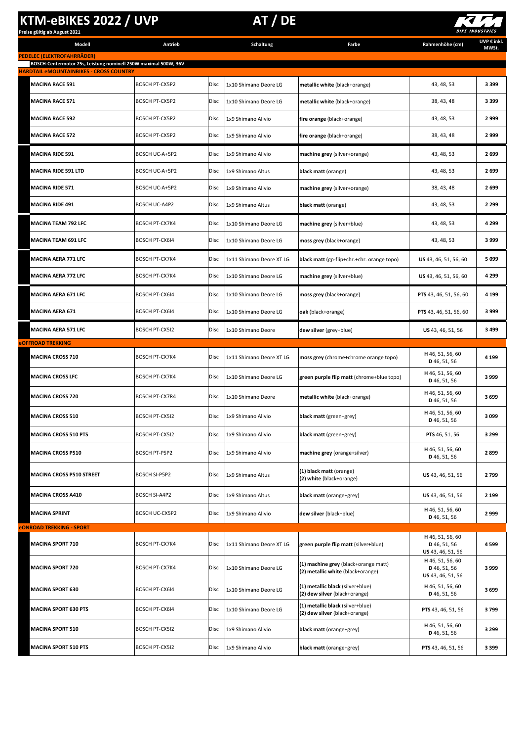# KTM-eBIKES 2022 / UVP

**AT / DE**

Preise gültig ab August 2021

| Modell | Antrieb | | Schaltung | Farbe | Rahmenhöhe (cm) | UVP € inkl. MWSt. |
|---|---|---|---|---|---|---|
| **PEDELEC (ELEKTROFAHRRÄDER)** | | | | | | |
| **BOSCH-Centermotor 25s, Leistung nominell 250W maximal 500W, 36V** | | | | | | |
| **HARDTAIL eMOUNTAINBIKES - CROSS COUNTRY** | | | | | | |
| **MACINA RACE 591** | BOSCH PT-CX5P2 | Disc | 1x10 Shimano Deore LG | **metallic white** (black+orange) | 43, 48, 53 | **3 399** |
| **MACINA RACE 571** | BOSCH PT-CX5P2 | Disc | 1x10 Shimano Deore LG | **metallic white** (black+orange) | 38, 43, 48 | **3 399** |
| **MACINA RACE 592** | BOSCH PT-CX5P2 | Disc | 1x9 Shimano Alivio | **fire orange** (black+orange) | 43, 48, 53 | **2 999** |
| **MACINA RACE 572** | BOSCH PT-CX5P2 | Disc | 1x9 Shimano Alivio | **fire orange** (black+orange) | 38, 43, 48 | **2 999** |
| **MACINA RIDE 591** | BOSCH UC-A+5P2 | Disc | 1x9 Shimano Alivio | **machine grey** (silver+orange) | 43, 48, 53 | **2 699** |
| **MACINA RIDE 591 LTD** | BOSCH UC-A+5P2 | Disc | 1x9 Shimano Altus | **black matt** (orange) | 43, 48, 53 | **2 699** |
| **MACINA RIDE 571** | BOSCH UC-A+5P2 | Disc | 1x9 Shimano Alivio | **machine grey** (silver+orange) | 38, 43, 48 | **2 699** |
| **MACINA RIDE 491** | BOSCH UC-A4P2 | Disc | 1x9 Shimano Altus | **black matt** (orange) | 43, 48, 53 | **2 299** |
| **MACINA TEAM 792 LFC** | BOSCH PT-CX7K4 | Disc | 1x10 Shimano Deore LG | **machine grey** (silver+blue) | 43, 48, 53 | **4 299** |
| **MACINA TEAM 691 LFC** | BOSCH PT-CX6I4 | Disc | 1x10 Shimano Deore LG | **moss grey** (black+orange) | 43, 48, 53 | **3 999** |
| **MACINA AERA 771 LFC** | BOSCH PT-CX7K4 | Disc | 1x11 Shimano Deore XT LG | **black matt** (gp-flip+chr.+chr. orange topo) | **US** 43, 46, 51, 56, 60 | **5 099** |
| **MACINA AERA 772 LFC** | BOSCH PT-CX7K4 | Disc | 1x10 Shimano Deore LG | **machine grey** (silver+blue) | **US** 43, 46, 51, 56, 60 | **4 299** |
| **MACINA AERA 671 LFC** | BOSCH PT-CX6I4 | Disc | 1x10 Shimano Deore LG | **moss grey** (black+orange) | **PTS** 43, 46, 51, 56, 60 | **4 199** |
| **MACINA AERA 671** | BOSCH PT-CX6I4 | Disc | 1x10 Shimano Deore LG | **oak** (black+orange) | **PTS** 43, 46, 51, 56, 60 | **3 999** |
| **MACINA AERA 571 LFC** | BOSCH PT-CX5I2 | Disc | 1x10 Shimano Deore | **dew silver** (grey+blue) | **US** 43, 46, 51, 56 | **3 499** |
| **eOFFROAD TREKKING** | | | | | | |
| **MACINA CROSS 710** | BOSCH PT-CX7K4 | Disc | 1x11 Shimano Deore XT LG | **moss grey** (chrome+chrome orange topo) | **H** 46, 51, 56, 60<br>**D** 46, 51, 56 | **4 199** |
| **MACINA CROSS LFC** | BOSCH PT-CX7K4 | Disc | 1x10 Shimano Deore LG | **green purple flip matt** (chrome+blue topo) | **H** 46, 51, 56, 60<br>**D** 46, 51, 56 | **3 999** |
| **MACINA CROSS 720** | BOSCH PT-CX7R4 | Disc | 1x10 Shimano Deore | **metallic white** (black+orange) | **H** 46, 51, 56, 60<br>**D** 46, 51, 56 | **3 699** |
| **MACINA CROSS 510** | BOSCH PT-CX5I2 | Disc | 1x9 Shimano Alivio | **black matt** (green+grey) | **H** 46, 51, 56, 60<br>**D** 46, 51, 56 | **3 099** |
| **MACINA CROSS 510 PTS** | BOSCH PT-CX5I2 | Disc | 1x9 Shimano Alivio | **black matt** (green+grey) | **PTS** 46, 51, 56 | **3 299** |
| **MACINA CROSS P510** | BOSCH PT-P5P2 | Disc | 1x9 Shimano Alivio | **machine grey** (orange+silver) | **H** 46, 51, 56, 60<br>**D** 46, 51, 56 | **2 899** |
| **MACINA CROSS P510 STREET** | BOSCH SI-P5P2 | Disc | 1x9 Shimano Altus | **(1) black matt** (orange)<br>**(2) white** (black+orange) | **US** 43, 46, 51, 56 | **2 799** |
| **MACINA CROSS A410** | BOSCH SI-A4P2 | Disc | 1x9 Shimano Altus | **black matt** (orange+grey) | **US** 43, 46, 51, 56 | **2 199** |
| **MACINA SPRINT** | BOSCH UC-CX5P2 | Disc | 1x9 Shimano Alivio | **dew silver** (black+blue) | **H** 46, 51, 56, 60<br>**D** 46, 51, 56 | **2 999** |
| **eONROAD TREKKING - SPORT** | | | | | | |
| **MACINA SPORT 710** | BOSCH PT-CX7K4 | Disc | 1x11 Shimano Deore XT LG | **green purple flip matt** (silver+blue) | **H** 46, 51, 56, 60<br>**D** 46, 51, 56<br>**US** 43, 46, 51, 56 | **4 599** |
| **MACINA SPORT 720** | BOSCH PT-CX7K4 | Disc | 1x10 Shimano Deore LG | **(1) machine grey** (black+orange matt)<br>**(2) metallic white** (black+orange) | **H** 46, 51, 56, 60<br>**D** 46, 51, 56<br>**US** 43, 46, 51, 56 | **3 999** |
| **MACINA SPORT 630** | BOSCH PT-CX6I4 | Disc | 1x10 Shimano Deore LG | **(1) metallic black** (silver+blue)<br>**(2) dew silver** (black+orange) | **H** 46, 51, 56, 60<br>**D** 46, 51, 56 | **3 699** |
| **MACINA SPORT 630 PTS** | BOSCH PT-CX6I4 | Disc | 1x10 Shimano Deore LG | **(1) metallic black** (silver+blue)<br>**(2) dew silver** (black+orange) | **PTS** 43, 46, 51, 56 | **3 799** |
| **MACINA SPORT 510** | BOSCH PT-CX5I2 | Disc | 1x9 Shimano Alivio | **black matt** (orange+grey) | **H** 46, 51, 56, 60<br>**D** 46, 51, 56 | **3 299** |
| **MACINA SPORT 510 PTS** | BOSCH PT-CX5I2 | Disc | 1x9 Shimano Alivio | **black matt** (orange+grey) | **PTS** 43, 46, 51, 56 | **3 399** |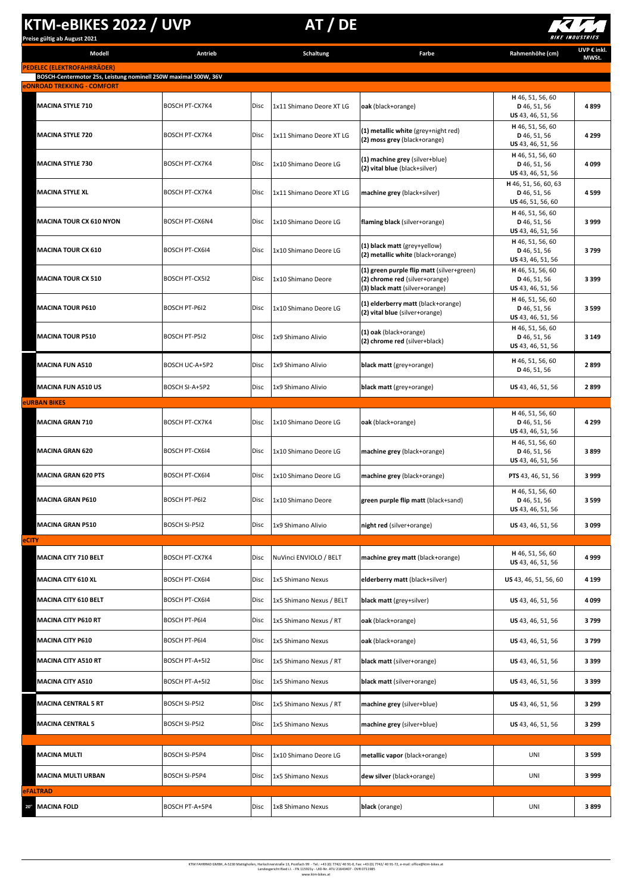# KTM-eBIKES 2022 / UVP

**AT / DE**

Preise gültig ab August 2021

| Modell | Antrieb | | Schaltung | Farbe | Rahmenhöhe (cm) | UVP € inkl. MWSt. |
|---|---|---|---|---|---|---|
| **PEDELEC (ELEKTROFAHRRÄDER)** | | | | | | |
| **BOSCH-Centermotor 25s, Leistung nominell 250W maximal 500W, 36V** | | | | | | |
| **eONROAD TREKKING - COMFORT** | | | | | | |
| **MACINA STYLE 710** | BOSCH PT-CX7K4 | Disc | 1x11 Shimano Deore XT LG | **oak** (black+orange) | **H** 46, 51, 56, 60<br>**D** 46, 51, 56<br>**US** 43, 46, 51, 56 | **4 899** |
| **MACINA STYLE 720** | BOSCH PT-CX7K4 | Disc | 1x11 Shimano Deore XT LG | **(1) metallic white** (grey+night red)<br>**(2) moss grey** (black+orange) | **H** 46, 51, 56, 60<br>**D** 46, 51, 56<br>**US** 43, 46, 51, 56 | **4 299** |
| **MACINA STYLE 730** | BOSCH PT-CX7K4 | Disc | 1x10 Shimano Deore LG | **(1) machine grey** (silver+blue)<br>**(2) vital blue** (black+silver) | **H** 46, 51, 56, 60<br>**D** 46, 51, 56<br>**US** 43, 46, 51, 56 | **4 099** |
| **MACINA STYLE XL** | BOSCH PT-CX7K4 | Disc | 1x11 Shimano Deore XT LG | **machine grey** (black+silver) | **H** 46, 51, 56, 60, 63<br>**D** 46, 51, 56<br>**US** 46, 51, 56, 60 | **4 599** |
| **MACINA TOUR CX 610 NYON** | BOSCH PT-CX6N4 | Disc | 1x10 Shimano Deore LG | **flaming black** (silver+orange) | **H** 46, 51, 56, 60<br>**D** 46, 51, 56<br>**US** 43, 46, 51, 56 | **3 999** |
| **MACINA TOUR CX 610** | BOSCH PT-CX6I4 | Disc | 1x10 Shimano Deore LG | **(1) black matt** (grey+yellow)<br>**(2) metallic white** (black+orange) | **H** 46, 51, 56, 60<br>**D** 46, 51, 56<br>**US** 43, 46, 51, 56 | **3 799** |
| **MACINA TOUR CX 510** | BOSCH PT-CX5I2 | Disc | 1x10 Shimano Deore | **(1) green purple flip matt** (silver+green)<br>**(2) chrome red** (silver+orange)<br>**(3) black matt** (silver+orange) | **H** 46, 51, 56, 60<br>**D** 46, 51, 56<br>**US** 43, 46, 51, 56 | **3 399** |
| **MACINA TOUR P610** | BOSCH PT-P6I2 | Disc | 1x10 Shimano Deore LG | **(1) elderberry matt** (black+orange)<br>**(2) vital blue** (silver+orange) | **H** 46, 51, 56, 60<br>**D** 46, 51, 56<br>**US** 43, 46, 51, 56 | **3 599** |
| **MACINA TOUR P510** | BOSCH PT-P5I2 | Disc | 1x9 Shimano Alivio | **(1) oak** (black+orange)<br>**(2) chrome red** (silver+black) | **H** 46, 51, 56, 60<br>**D** 46, 51, 56<br>**US** 43, 46, 51, 56 | **3 149** |
| **MACINA FUN A510** | BOSCH UC-A+5P2 | Disc | 1x9 Shimano Alivio | **black matt** (grey+orange) | **H** 46, 51, 56, 60<br>**D** 46, 51, 56 | **2 899** |
| **MACINA FUN A510 US** | BOSCH SI-A+5P2 | Disc | 1x9 Shimano Alivio | **black matt** (grey+orange) | **US** 43, 46, 51, 56 | **2 899** |
| **eURBAN BIKES** | | | | | | |
| **MACINA GRAN 710** | BOSCH PT-CX7K4 | Disc | 1x10 Shimano Deore LG | **oak** (black+orange) | **H** 46, 51, 56, 60<br>**D** 46, 51, 56<br>**US** 43, 46, 51, 56 | **4 299** |
| **MACINA GRAN 620** | BOSCH PT-CX6I4 | Disc | 1x10 Shimano Deore LG | **machine grey** (black+orange) | **H** 46, 51, 56, 60<br>**D** 46, 51, 56<br>**US** 43, 46, 51, 56 | **3 899** |
| **MACINA GRAN 620 PTS** | BOSCH PT-CX6I4 | Disc | 1x10 Shimano Deore LG | **machine grey** (black+orange) | **PTS** 43, 46, 51, 56 | **3 999** |
| **MACINA GRAN P610** | BOSCH PT-P6I2 | Disc | 1x10 Shimano Deore | **green purple flip matt** (black+sand) | **H** 46, 51, 56, 60<br>**D** 46, 51, 56<br>**US** 43, 46, 51, 56 | **3 599** |
| **MACINA GRAN P510** | BOSCH SI-P5I2 | Disc | 1x9 Shimano Alivio | **night red** (silver+orange) | **US** 43, 46, 51, 56 | **3 099** |
| **eCITY** | | | | | | |
| **MACINA CITY 710 BELT** | BOSCH PT-CX7K4 | Disc | NuVinci ENVIOLO / BELT | **machine grey matt** (black+orange) | **H** 46, 51, 56, 60<br>**US** 43, 46, 51, 56 | **4 999** |
| **MACINA CITY 610 XL** | BOSCH PT-CX6I4 | Disc | 1x5 Shimano Nexus | **elderberry matt** (black+silver) | **US** 43, 46, 51, 56, 60 | **4 199** |
| **MACINA CITY 610 BELT** | BOSCH PT-CX6I4 | Disc | 1x5 Shimano Nexus / BELT | **black matt** (grey+silver) | **US** 43, 46, 51, 56 | **4 099** |
| **MACINA CITY P610 RT** | BOSCH PT-P6I4 | Disc | 1x5 Shimano Nexus / RT | **oak** (black+orange) | **US** 43, 46, 51, 56 | **3 799** |
| **MACINA CITY P610** | BOSCH PT-P6I4 | Disc | 1x5 Shimano Nexus | **oak** (black+orange) | **US** 43, 46, 51, 56 | **3 799** |
| **MACINA CITY A510 RT** | BOSCH PT-A+5I2 | Disc | 1x5 Shimano Nexus / RT | **black matt** (silver+orange) | **US** 43, 46, 51, 56 | **3 399** |
| **MACINA CITY A510** | BOSCH PT-A+5I2 | Disc | 1x5 Shimano Nexus | **black matt** (silver+orange) | **US** 43, 46, 51, 56 | **3 399** |
| **MACINA CENTRAL 5 RT** | BOSCH SI-P5I2 | Disc | 1x5 Shimano Nexus / RT | **machine grey** (silver+blue) | **US** 43, 46, 51, 56 | **3 299** |
| **MACINA CENTRAL 5** | BOSCH SI-P5I2 | Disc | 1x5 Shimano Nexus | **machine grey** (silver+blue) | **US** 43, 46, 51, 56 | **3 299** |
| | | | | | | |
| **MACINA MULTI** | BOSCH SI-P5P4 | Disc | 1x10 Shimano Deore LG | **metallic vapor** (black+orange) | UNI | **3 599** |
| **MACINA MULTI URBAN** | BOSCH SI-P5P4 | Disc | 1x5 Shimano Nexus | **dew silver** (black+orange) | UNI | **3 999** |
| **eFALTRAD** | | | | | | |
| 20" **MACINA FOLD** | BOSCH PT-A+5P4 | Disc | 1x8 Shimano Nexus | **black** (orange) | UNI | **3 899** |

KTM FAHRRAD GMBH, A-5230 Mattighofen, Harlochnerstraße 13, Postfach 99 - Tel.: +43 (0) 7742/ 40 91-0, Fax: +43 (0) 7742/ 40 91-72, e-mail: office@ktm-bikes.at
Landesgericht Ried i.I. - FN 115921y - UID-Nr. ATU 21643407 - DVR 0711985
www.ktm-bikes.at